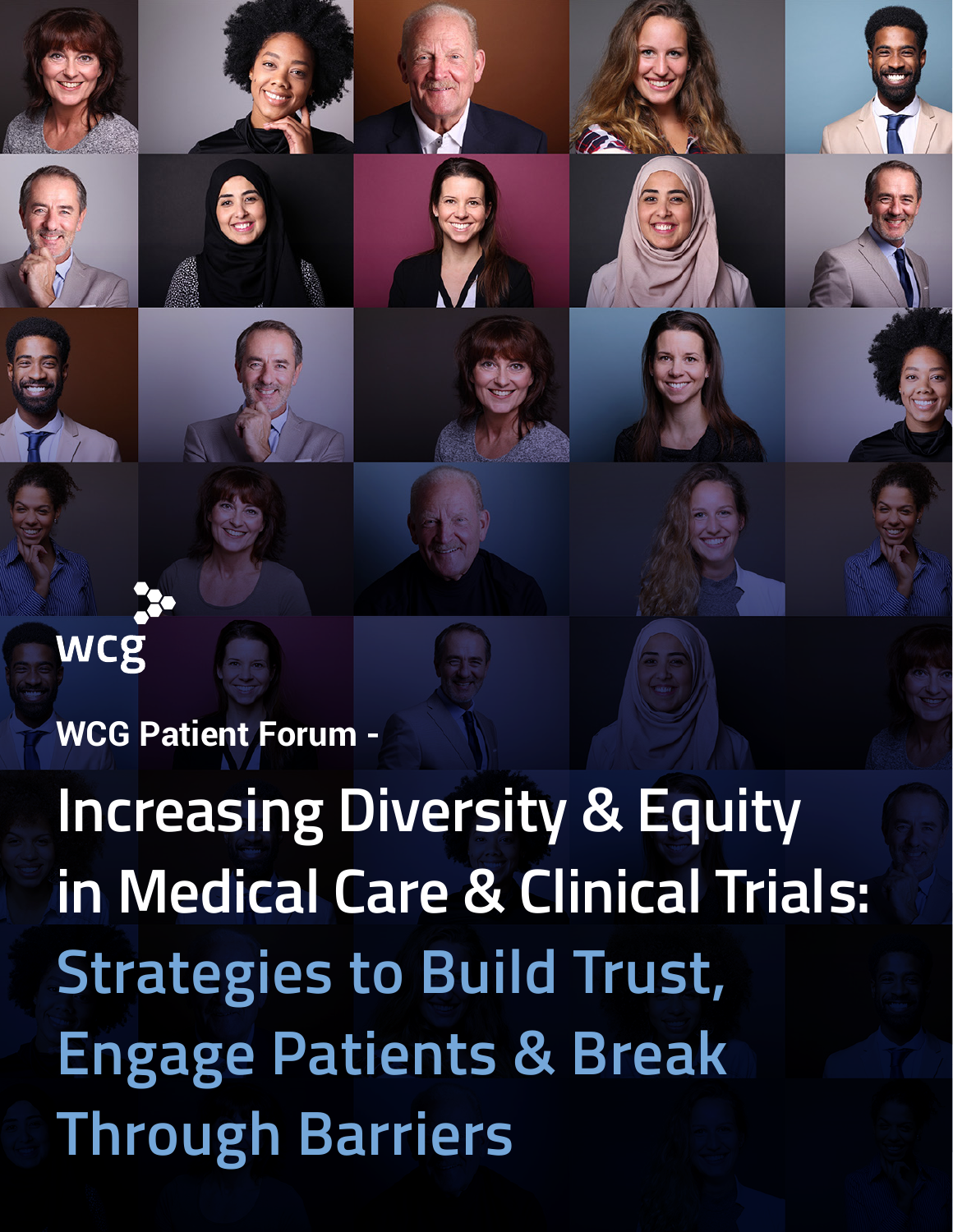wcg

WCG Patient Forum -

# Increasing Diversity & Equity in Medical Care & Clinical Trials: Strategies to Build Trust, Engage Patients & Break Through Barriers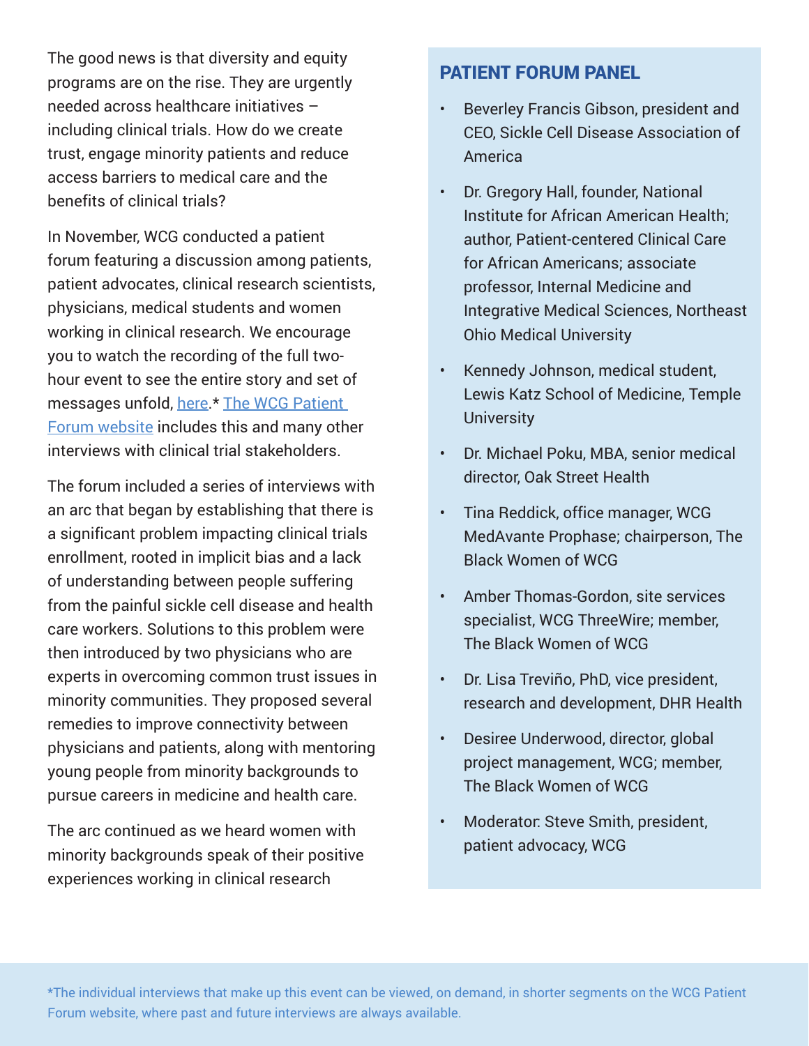The good news is that diversity and equity programs are on the rise. They are urgently needed across healthcare initiatives – including clinical trials. How do we create trust, engage minority patients and reduce access barriers to medical care and the benefits of clinical trials?

In November, WCG conducted a patient forum featuring a discussion among patients, patient advocates, clinical research scientists, physicians, medical students and women working in clinical research. We encourage you to watch the recording of the full two-hour event to see the entire story and set of messages unfold, here.* The WCG Patient Forum website includes this and many other interviews with clinical trial stakeholders.

The forum included a series of interviews with an arc that began by establishing that there is a significant problem impacting clinical trials enrollment, rooted in implicit bias and a lack of understanding between people suffering from the painful sickle cell disease and health care workers. Solutions to this problem were then introduced by two physicians who are experts in overcoming common trust issues in minority communities. They proposed several remedies to improve connectivity between physicians and patients, along with mentoring young people from minority backgrounds to pursue careers in medicine and health care.

The arc continued as we heard women with minority backgrounds speak of their positive experiences working in clinical research

## PATIENT FORUM PANEL

- Beverley Francis Gibson, president and CEO, Sickle Cell Disease Association of America
- Dr. Gregory Hall, founder, National Institute for African American Health; author, Patient-centered Clinical Care for African Americans; associate professor, Internal Medicine and Integrative Medical Sciences, Northeast Ohio Medical University
- Kennedy Johnson, medical student, Lewis Katz School of Medicine, Temple University
- Dr. Michael Poku, MBA, senior medical director, Oak Street Health
- Tina Reddick, office manager, WCG MedAvante Prophase; chairperson, The Black Women of WCG
- Amber Thomas-Gordon, site services specialist, WCG ThreeWire; member, The Black Women of WCG
- Dr. Lisa Treviño, PhD, vice president, research and development, DHR Health
- Desiree Underwood, director, global project management, WCG; member, The Black Women of WCG
- Moderator: Steve Smith, president, patient advocacy, WCG

*The individual interviews that make up this event can be viewed, on demand, in shorter segments on the WCG Patient Forum website, where past and future interviews are always available.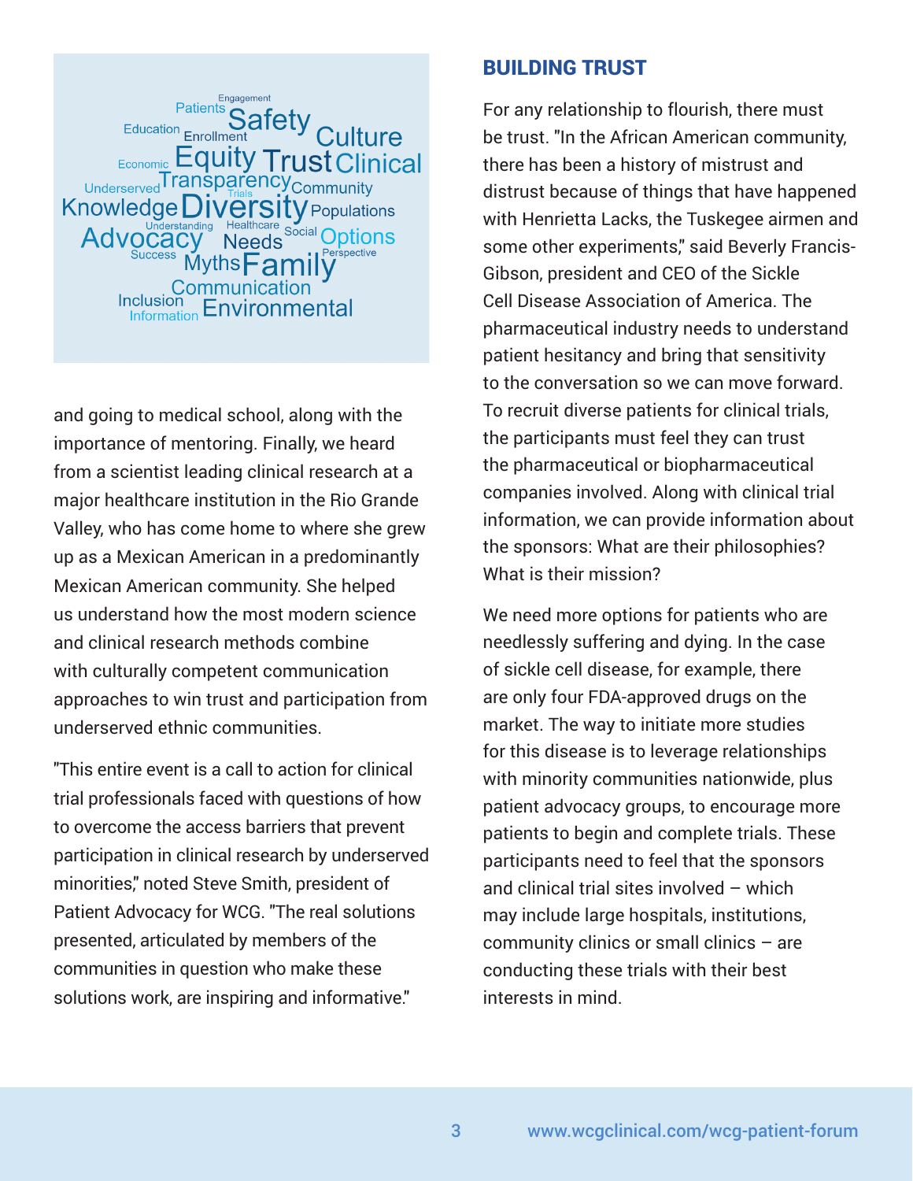and going to medical school, along with the importance of mentoring. Finally, we heard from a scientist leading clinical research at a major healthcare institution in the Rio Grande Valley, who has come home to where she grew up as a Mexican American in a predominantly Mexican American community. She helped us understand how the most modern science and clinical research methods combine with culturally competent communication approaches to win trust and participation from underserved ethnic communities.

"This entire event is a call to action for clinical trial professionals faced with questions of how to overcome the access barriers that prevent participation in clinical research by underserved minorities," noted Steve Smith, president of Patient Advocacy for WCG. "The real solutions presented, articulated by members of the communities in question who make these solutions work, are inspiring and informative."

## BUILDING TRUST

For any relationship to flourish, there must be trust. "In the African American community, there has been a history of mistrust and distrust because of things that have happened with Henrietta Lacks, the Tuskegee airmen and some other experiments," said Beverly Francis-Gibson, president and CEO of the Sickle Cell Disease Association of America. The pharmaceutical industry needs to understand patient hesitancy and bring that sensitivity to the conversation so we can move forward. To recruit diverse patients for clinical trials, the participants must feel they can trust the pharmaceutical or biopharmaceutical companies involved. Along with clinical trial information, we can provide information about the sponsors: What are their philosophies? What is their mission?

We need more options for patients who are needlessly suffering and dying. In the case of sickle cell disease, for example, there are only four FDA-approved drugs on the market. The way to initiate more studies for this disease is to leverage relationships with minority communities nationwide, plus patient advocacy groups, to encourage more patients to begin and complete trials. These participants need to feel that the sponsors and clinical trial sites involved – which may include large hospitals, institutions, community clinics or small clinics – are conducting these trials with their best interests in mind.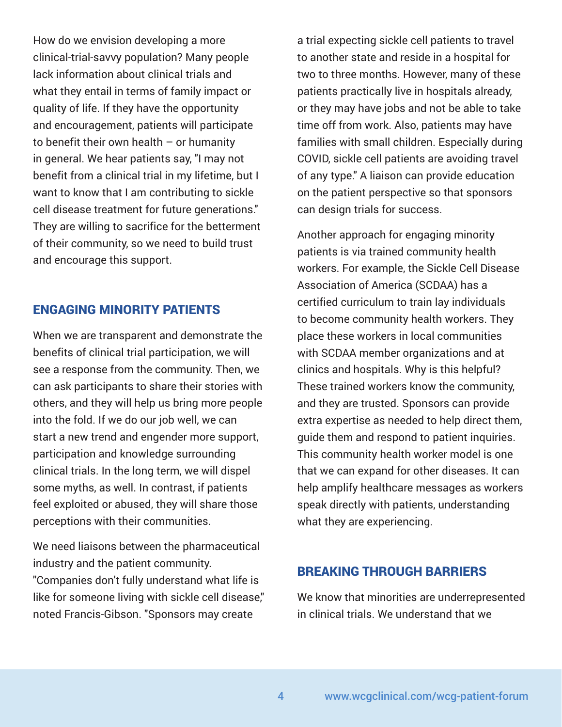How do we envision developing a more clinical-trial-savvy population? Many people lack information about clinical trials and what they entail in terms of family impact or quality of life. If they have the opportunity and encouragement, patients will participate to benefit their own health – or humanity in general. We hear patients say, "I may not benefit from a clinical trial in my lifetime, but I want to know that I am contributing to sickle cell disease treatment for future generations." They are willing to sacrifice for the betterment of their community, so we need to build trust and encourage this support.

## ENGAGING MINORITY PATIENTS

When we are transparent and demonstrate the benefits of clinical trial participation, we will see a response from the community. Then, we can ask participants to share their stories with others, and they will help us bring more people into the fold. If we do our job well, we can start a new trend and engender more support, participation and knowledge surrounding clinical trials. In the long term, we will dispel some myths, as well. In contrast, if patients feel exploited or abused, they will share those perceptions with their communities.

We need liaisons between the pharmaceutical industry and the patient community. "Companies don't fully understand what life is like for someone living with sickle cell disease," noted Francis-Gibson. "Sponsors may create a trial expecting sickle cell patients to travel to another state and reside in a hospital for two to three months. However, many of these patients practically live in hospitals already, or they may have jobs and not be able to take time off from work. Also, patients may have families with small children. Especially during COVID, sickle cell patients are avoiding travel of any type." A liaison can provide education on the patient perspective so that sponsors can design trials for success.

Another approach for engaging minority patients is via trained community health workers. For example, the Sickle Cell Disease Association of America (SCDAA) has a certified curriculum to train lay individuals to become community health workers. They place these workers in local communities with SCDAA member organizations and at clinics and hospitals. Why is this helpful? These trained workers know the community, and they are trusted. Sponsors can provide extra expertise as needed to help direct them, guide them and respond to patient inquiries. This community health worker model is one that we can expand for other diseases. It can help amplify healthcare messages as workers speak directly with patients, understanding what they are experiencing.

## BREAKING THROUGH BARRIERS

We know that minorities are underrepresented in clinical trials. We understand that we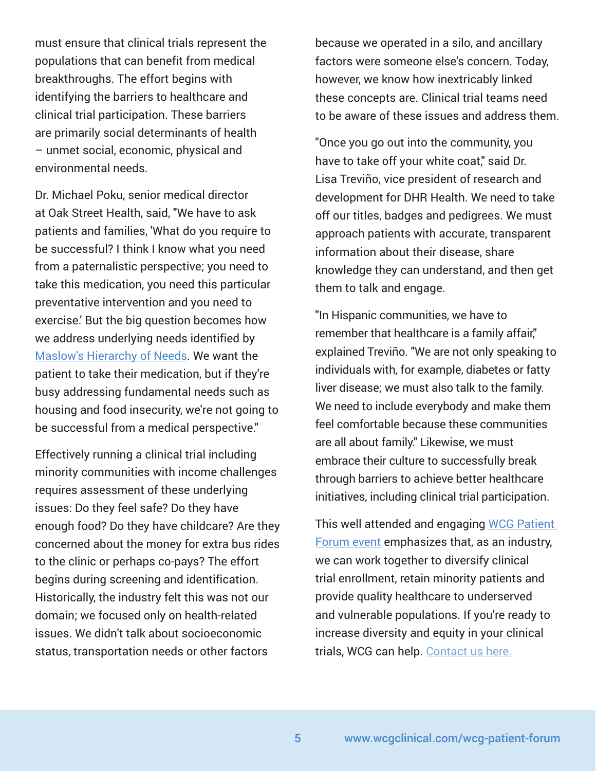must ensure that clinical trials represent the populations that can benefit from medical breakthroughs. The effort begins with identifying the barriers to healthcare and clinical trial participation. These barriers are primarily social determinants of health – unmet social, economic, physical and environmental needs.

Dr. Michael Poku, senior medical director at Oak Street Health, said, "We have to ask patients and families, 'What do you require to be successful? I think I know what you need from a paternalistic perspective; you need to take this medication, you need this particular preventative intervention and you need to exercise.' But the big question becomes how we address underlying needs identified by [Maslow's Hierarchy of Needs](). We want the patient to take their medication, but if they're busy addressing fundamental needs such as housing and food insecurity, we're not going to be successful from a medical perspective."

Effectively running a clinical trial including minority communities with income challenges requires assessment of these underlying issues: Do they feel safe? Do they have enough food? Do they have childcare? Are they concerned about the money for extra bus rides to the clinic or perhaps co-pays? The effort begins during screening and identification. Historically, the industry felt this was not our domain; we focused only on health-related issues. We didn't talk about socioeconomic status, transportation needs or other factors because we operated in a silo, and ancillary factors were someone else's concern. Today, however, we know how inextricably linked these concepts are. Clinical trial teams need to be aware of these issues and address them.

"Once you go out into the community, you have to take off your white coat," said Dr. Lisa Treviño, vice president of research and development for DHR Health. We need to take off our titles, badges and pedigrees. We must approach patients with accurate, transparent information about their disease, share knowledge they can understand, and then get them to talk and engage.

"In Hispanic communities, we have to remember that healthcare is a family affair," explained Treviño. "We are not only speaking to individuals with, for example, diabetes or fatty liver disease; we must also talk to the family. We need to include everybody and make them feel comfortable because these communities are all about family." Likewise, we must embrace their culture to successfully break through barriers to achieve better healthcare initiatives, including clinical trial participation.

This well attended and engaging [WCG Patient Forum event]() emphasizes that, as an industry, we can work together to diversify clinical trial enrollment, retain minority patients and provide quality healthcare to underserved and vulnerable populations. If you're ready to increase diversity and equity in your clinical trials, WCG can help. [Contact us here.]()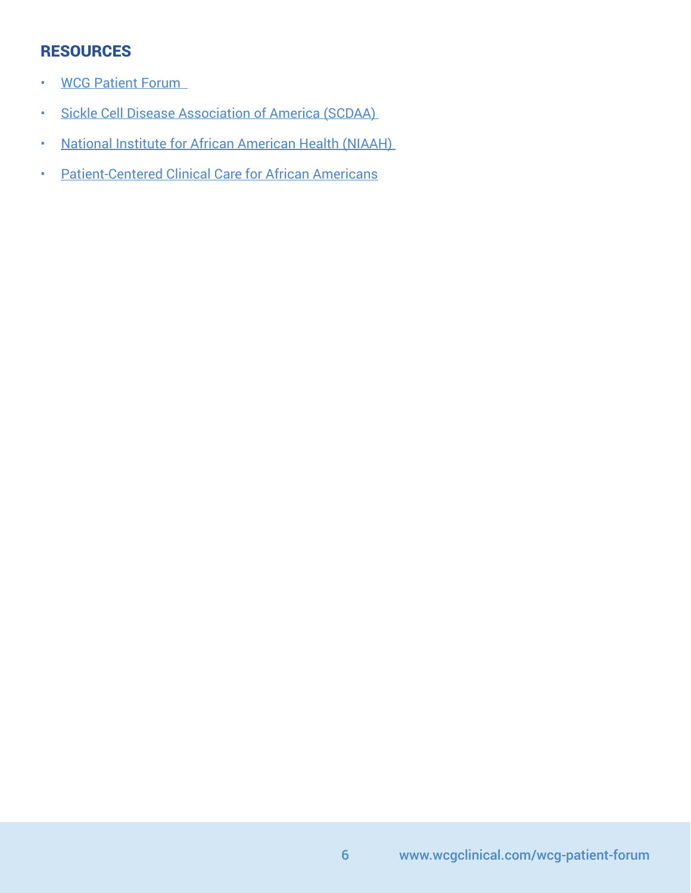## RESOURCES

- WCG Patient Forum
- Sickle Cell Disease Association of America (SCDAA)
- National Institute for African American Health (NIAAH)
- Patient-Centered Clinical Care for African Americans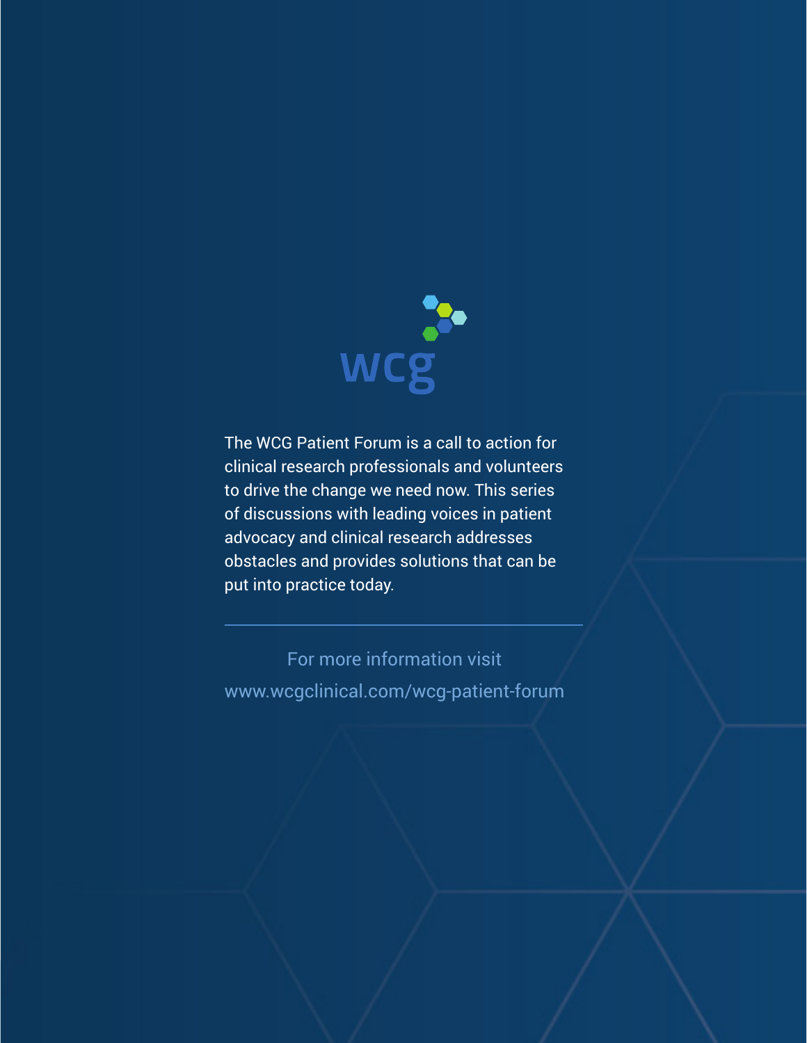wcg

The WCG Patient Forum is a call to action for clinical research professionals and volunteers to drive the change we need now. This series of discussions with leading voices in patient advocacy and clinical research addresses obstacles and provides solutions that can be put into practice today.

---

For more information visit
www.wcgclinical.com/wcg-patient-forum